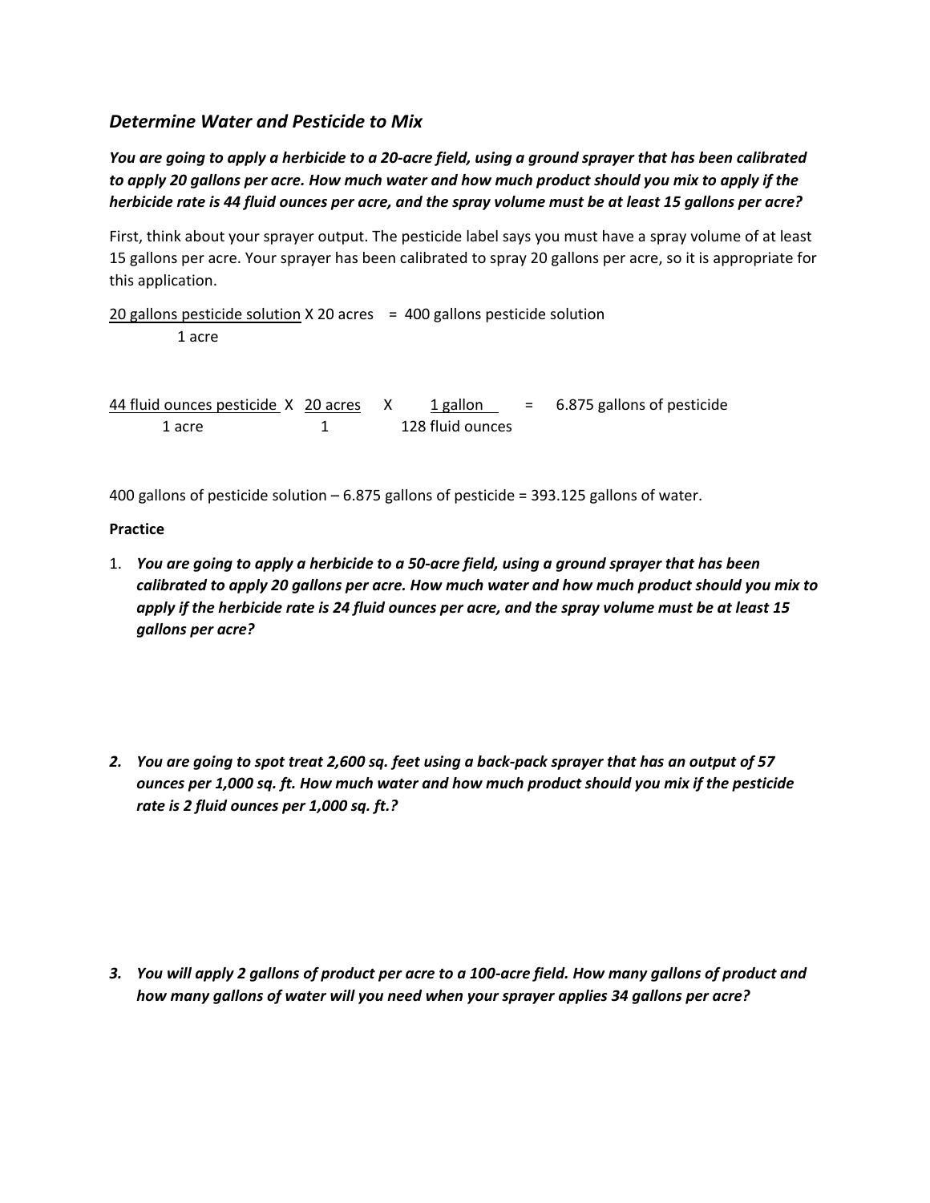### *Determine Water and Pesticide to Mix*

***You are going to apply a herbicide to a 20-acre field, using a ground sprayer that has been calibrated to apply 20 gallons per acre. How much water and how much product should you mix to apply if the herbicide rate is 44 fluid ounces per acre, and the spray volume must be at least 15 gallons per acre?***

First, think about your sprayer output. The pesticide label says you must have a spray volume of at least 15 gallons per acre. Your sprayer has been calibrated to spray 20 gallons per acre, so it is appropriate for this application.

$$\frac{\text{20 gallons pesticide solution}}{\text{1 acre}} \times \text{20 acres} = \text{400 gallons pesticide solution}$$

$$\frac{\text{44 fluid ounces pesticide}}{\text{1 acre}} \times \frac{\text{20 acres}}{1} \times \frac{\text{1 gallon}}{\text{128 fluid ounces}} = \text{6.875 gallons of pesticide}$$

400 gallons of pesticide solution – 6.875 gallons of pesticide = 393.125 gallons of water.

**Practice**

1. ***You are going to apply a herbicide to a 50-acre field, using a ground sprayer that has been calibrated to apply 20 gallons per acre. How much water and how much product should you mix to apply if the herbicide rate is 24 fluid ounces per acre, and the spray volume must be at least 15 gallons per acre?***

2. ***You are going to spot treat 2,600 sq. feet using a back-pack sprayer that has an output of 57 ounces per 1,000 sq. ft. How much water and how much product should you mix if the pesticide rate is 2 fluid ounces per 1,000 sq. ft.?***

3. ***You will apply 2 gallons of product per acre to a 100-acre field. How many gallons of product and how many gallons of water will you need when your sprayer applies 34 gallons per acre?***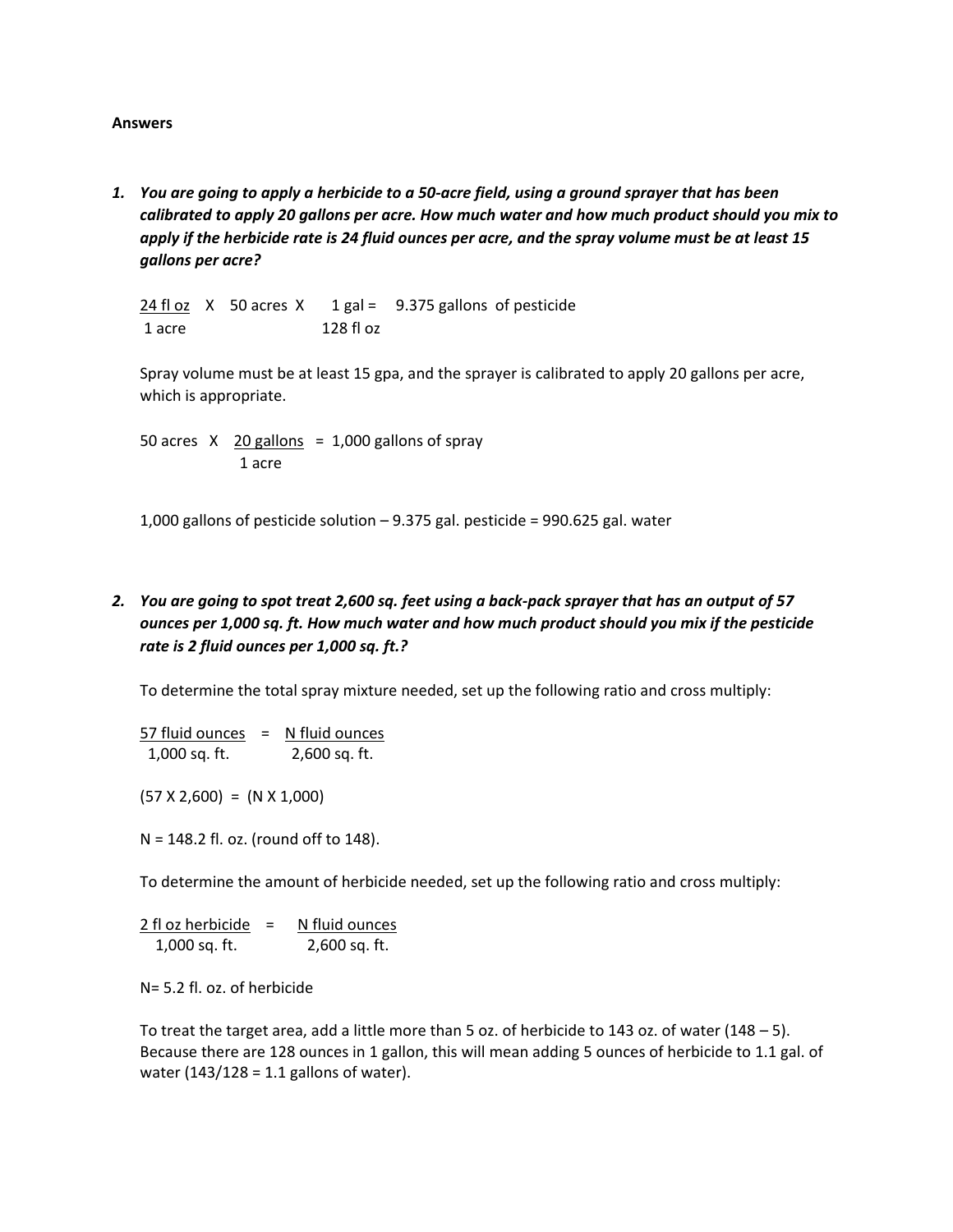**Answers**

1. ***You are going to apply a herbicide to a 50-acre field, using a ground sprayer that has been calibrated to apply 20 gallons per acre. How much water and how much product should you mix to apply if the herbicide rate is 24 fluid ounces per acre, and the spray volume must be at least 15 gallons per acre?***

   $$\frac{24 \text{ fl oz}}{1 \text{ acre}} \times 50 \text{ acres} \times \frac{1 \text{ gal}}{128 \text{ fl oz}} = 9.375 \text{ gallons of pesticide}$$

   Spray volume must be at least 15 gpa, and the sprayer is calibrated to apply 20 gallons per acre, which is appropriate.

   $$50 \text{ acres} \times \frac{20 \text{ gallons}}{1 \text{ acre}} = 1{,}000 \text{ gallons of spray}$$

   1,000 gallons of pesticide solution – 9.375 gal. pesticide = 990.625 gal. water

2. ***You are going to spot treat 2,600 sq. feet using a back-pack sprayer that has an output of 57 ounces per 1,000 sq. ft. How much water and how much product should you mix if the pesticide rate is 2 fluid ounces per 1,000 sq. ft.?***

   To determine the total spray mixture needed, set up the following ratio and cross multiply:

   $$\frac{57 \text{ fluid ounces}}{1{,}000 \text{ sq. ft.}} = \frac{N \text{ fluid ounces}}{2{,}600 \text{ sq. ft.}}$$

   $(57 \times 2{,}600) = (N \times 1{,}000)$

   N = 148.2 fl. oz. (round off to 148).

   To determine the amount of herbicide needed, set up the following ratio and cross multiply:

   $$\frac{2 \text{ fl oz herbicide}}{1{,}000 \text{ sq. ft.}} = \frac{N \text{ fluid ounces}}{2{,}600 \text{ sq. ft.}}$$

   N= 5.2 fl. oz. of herbicide

   To treat the target area, add a little more than 5 oz. of herbicide to 143 oz. of water (148 – 5). Because there are 128 ounces in 1 gallon, this will mean adding 5 ounces of herbicide to 1.1 gal. of water (143/128 = 1.1 gallons of water).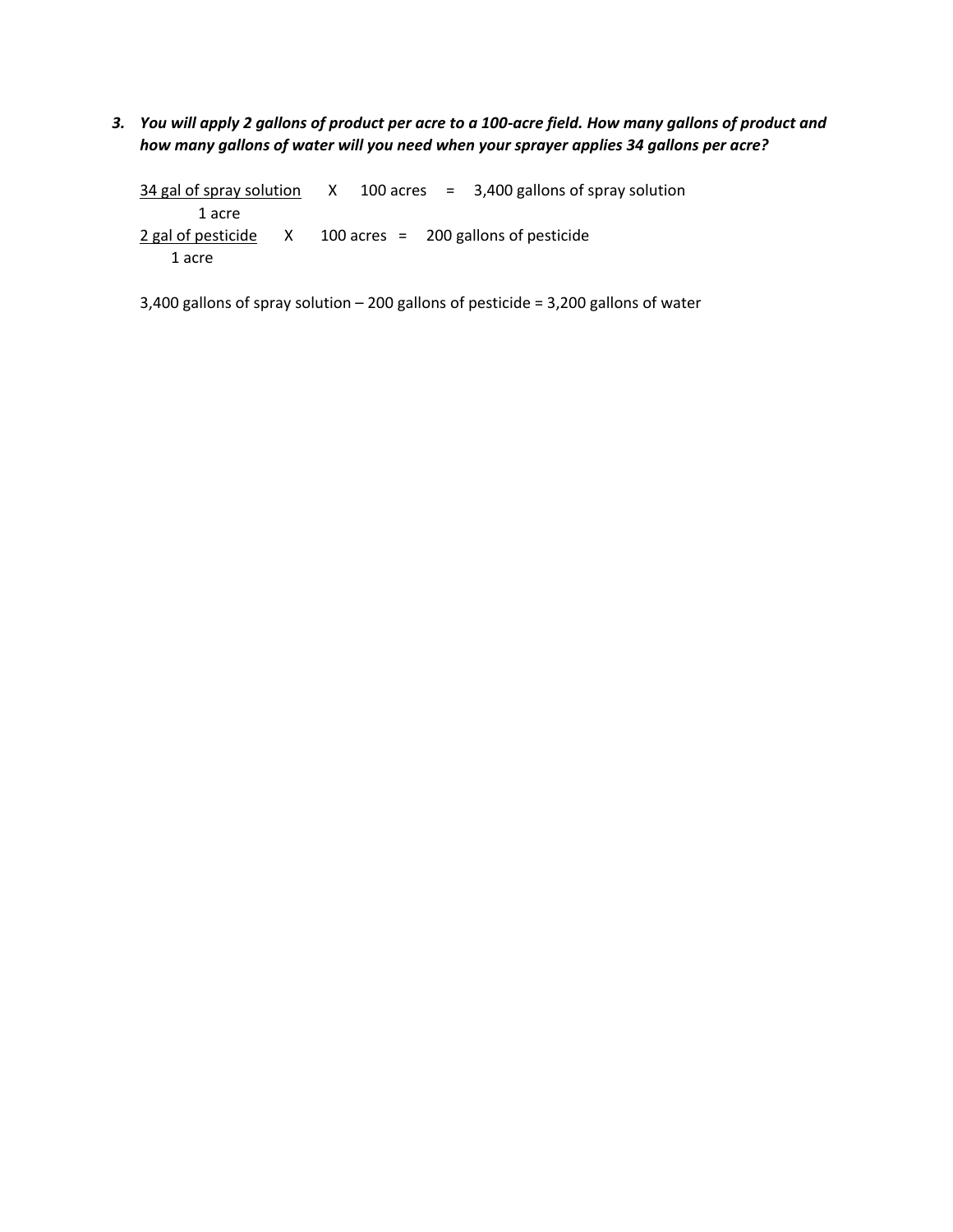***3. You will apply 2 gallons of product per acre to a 100-acre field. How many gallons of product and how many gallons of water will you need when your sprayer applies 34 gallons per acre?***

$$\frac{34 \text{ gal of spray solution}}{1 \text{ acre}} \times 100 \text{ acres} = 3{,}400 \text{ gallons of spray solution}$$

$$\frac{2 \text{ gal of pesticide}}{1 \text{ acre}} \times 100 \text{ acres} = 200 \text{ gallons of pesticide}$$

3,400 gallons of spray solution – 200 gallons of pesticide = 3,200 gallons of water